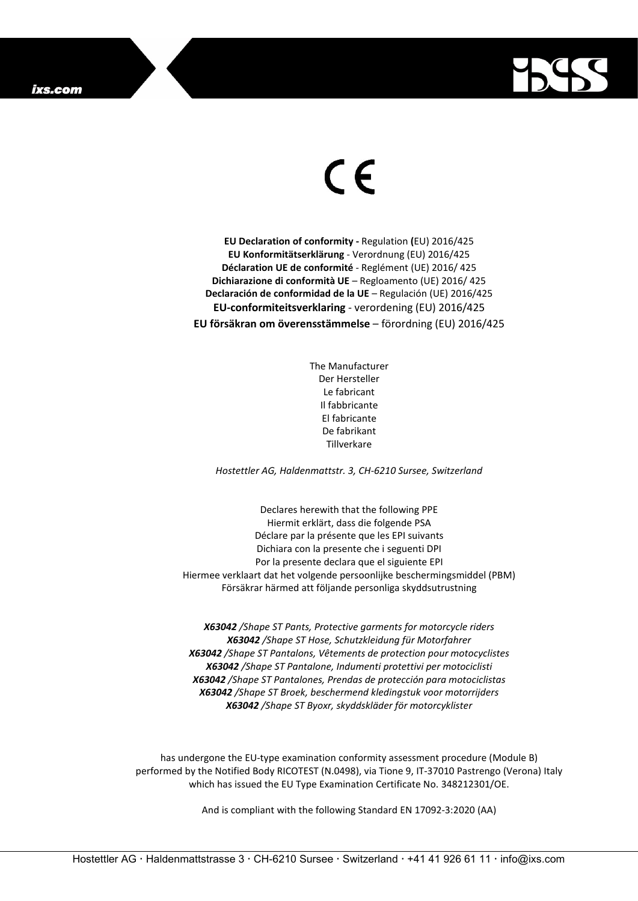CE

**EU Declaration of conformity -** Regulation **(**EU) 2016/425
**EU Konformitätserklärung** - Verordnung (EU) 2016/425
**Déclaration UE de conformité** - Reglément (UE) 2016/ 425
**Dichiarazione di conformità UE** – Regloamento (UE) 2016/ 425
**Declaración de conformidad de la UE** – Regulación (UE) 2016/425
**EU-conformiteitsverklaring** - verordening (EU) 2016/425
**EU försäkran om överensstämmelse** – förordning (EU) 2016/425

The Manufacturer
Der Hersteller
Le fabricant
Il fabbricante
El fabricante
De fabrikant
Tillverkare

*Hostettler AG, Haldenmattstr. 3, CH-6210 Sursee, Switzerland*

Declares herewith that the following PPE
Hiermit erklärt, dass die folgende PSA
Déclare par la présente que les EPI suivants
Dichiara con la presente che i seguenti DPI
Por la presente declara que el siguiente EPI
Hiermee verklaart dat het volgende persoonlijke beschermingsmiddel (PBM)
Försäkrar härmed att följande personliga skyddsutrustning

***X63042** /Shape ST Pants, Protective garments for motorcycle riders*
***X63042** /Shape ST Hose, Schutzkleidung für Motorfahrer*
***X63042** /Shape ST Pantalons, Vêtements de protection pour motocyclistes*
***X63042** /Shape ST Pantalone, Indumenti protettivi per motociclisti*
***X63042** /Shape ST Pantalones, Prendas de protección para motociclistas*
***X63042** /Shape ST Broek, beschermend kledingstuk voor motorrijders*
***X63042** /Shape ST Byoxr, skyddskläder för motorcyklister*

has undergone the EU-type examination conformity assessment procedure (Module B) performed by the Notified Body RICOTEST (N.0498), via Tione 9, IT-37010 Pastrengo (Verona) Italy which has issued the EU Type Examination Certificate No. 348212301/OE.

And is compliant with the following Standard EN 17092-3:2020 (AA)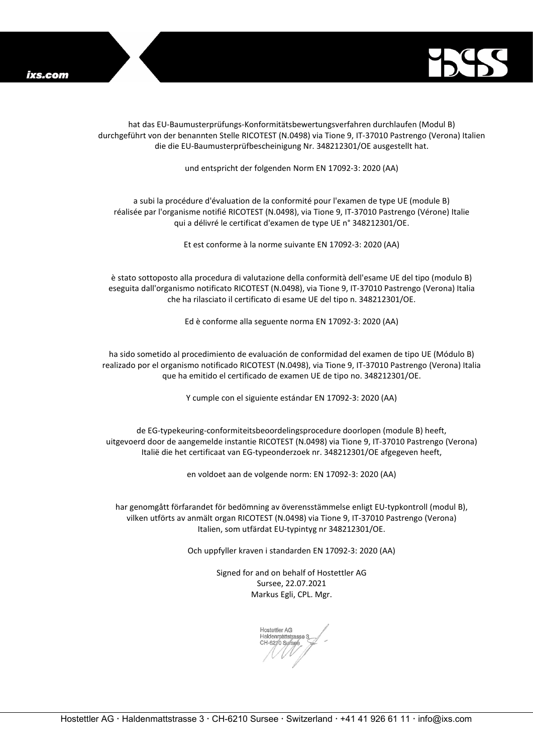hat das EU-Baumusterprüfungs-Konformitätsbewertungsverfahren durchlaufen (Modul B) durchgeführt von der benannten Stelle RICOTEST (N.0498) via Tione 9, IT-37010 Pastrengo (Verona) Italien die die EU-Baumusterprüfbescheinigung Nr. 348212301/OE ausgestellt hat.

und entspricht der folgenden Norm EN 17092-3: 2020 (AA)

a subi la procédure d'évaluation de la conformité pour l'examen de type UE (module B) réalisée par l'organisme notifié RICOTEST (N.0498), via Tione 9, IT-37010 Pastrengo (Vérone) Italie qui a délivré le certificat d'examen de type UE n° 348212301/OE.

Et est conforme à la norme suivante EN 17092-3: 2020 (AA)

è stato sottoposto alla procedura di valutazione della conformità dell'esame UE del tipo (modulo B) eseguita dall'organismo notificato RICOTEST (N.0498), via Tione 9, IT-37010 Pastrengo (Verona) Italia che ha rilasciato il certificato di esame UE del tipo n. 348212301/OE.

Ed è conforme alla seguente norma EN 17092-3: 2020 (AA)

ha sido sometido al procedimiento de evaluación de conformidad del examen de tipo UE (Módulo B) realizado por el organismo notificado RICOTEST (N.0498), via Tione 9, IT-37010 Pastrengo (Verona) Italia que ha emitido el certificado de examen UE de tipo no. 348212301/OE.

Y cumple con el siguiente estándar EN 17092-3: 2020 (AA)

de EG-typekeuring-conformiteitsbeoordelingsprocedure doorlopen (module B) heeft, uitgevoerd door de aangemelde instantie RICOTEST (N.0498) via Tione 9, IT-37010 Pastrengo (Verona) Italië die het certificaat van EG-typeonderzoek nr. 348212301/OE afgegeven heeft,

en voldoet aan de volgende norm: EN 17092-3: 2020 (AA)

har genomgått förfarandet för bedömning av överensstämmelse enligt EU-typkontroll (modul B), vilken utförts av anmält organ RICOTEST (N.0498) via Tione 9, IT-37010 Pastrengo (Verona) Italien, som utfärdat EU-typintyg nr 348212301/OE.

Och uppfyller kraven i standarden EN 17092-3: 2020 (AA)

Signed for and on behalf of Hostettler AG
Sursee, 22.07.2021
Markus Egli, CPL. Mgr.

Hostettler AG
Haldenmattstrasse 3
CH-6210 Sursee